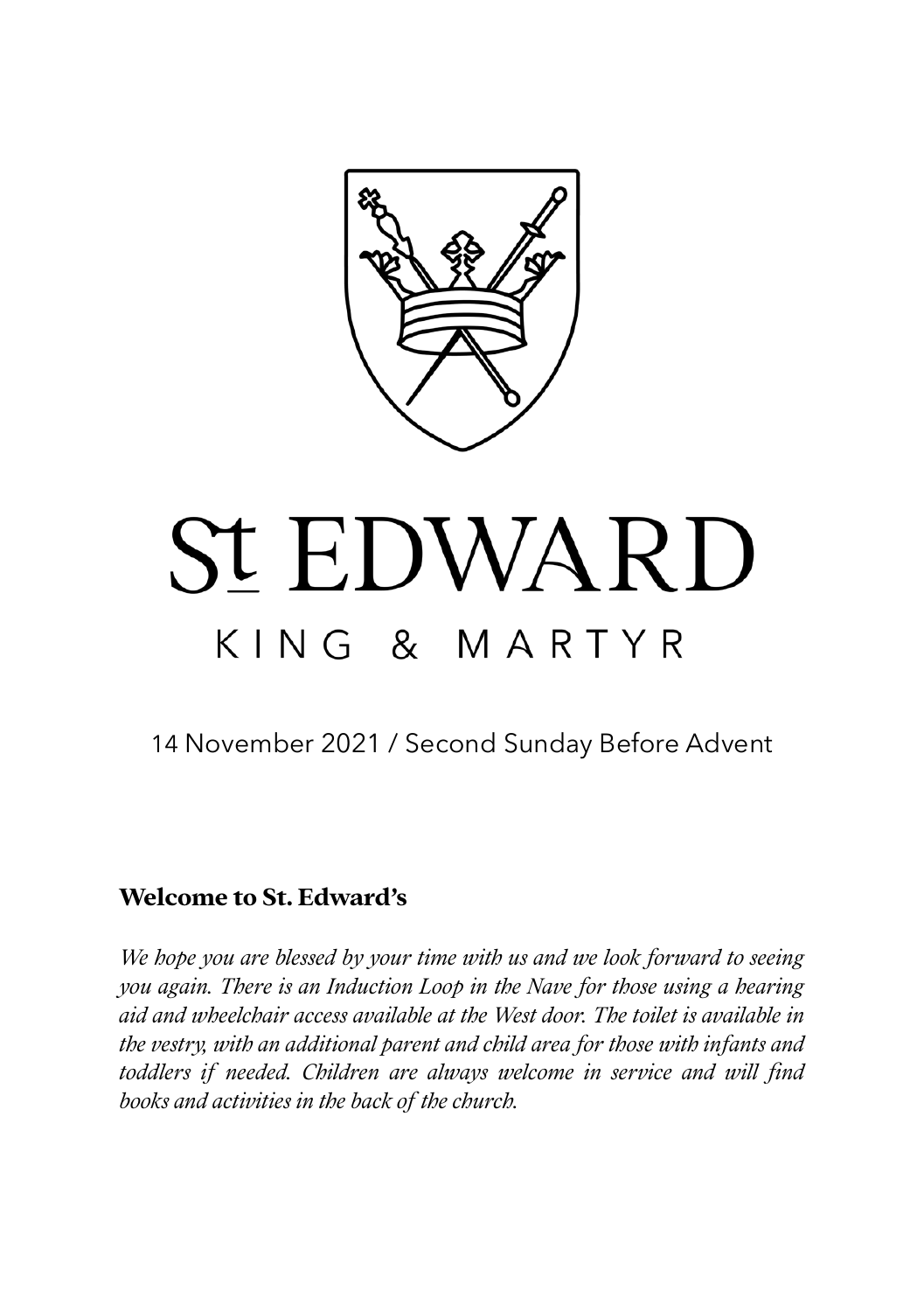# St EDWARD

## KING & MARTYR

14 November 2021 / Second Sunday Before Advent

### Welcome to St. Edward's

*We hope you are blessed by your time with us and we look forward to seeing you again. There is an Induction Loop in the Nave for those using a hearing aid and wheelchair access available at the West door. The toilet is available in the vestry, with an additional parent and child area for those with infants and toddlers if needed. Children are always welcome in service and will find books and activities in the back of the church.*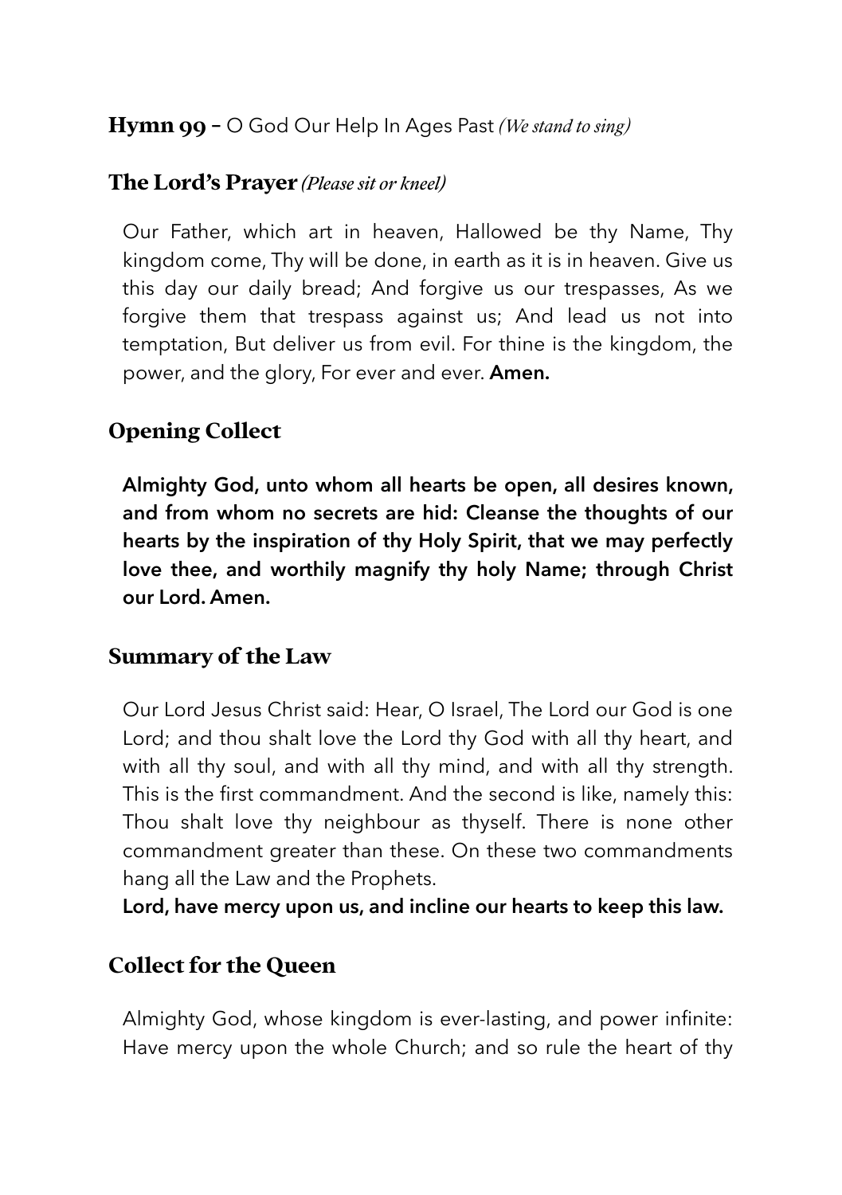## **Hymn 99 –** O God Our Help In Ages Past *(We stand to sing)*

## The Lord's Prayer *(Please sit or kneel)*

Our Father, which art in heaven, Hallowed be thy Name, Thy kingdom come, Thy will be done, in earth as it is in heaven. Give us this day our daily bread; And forgive us our trespasses, As we forgive them that trespass against us; And lead us not into temptation, But deliver us from evil. For thine is the kingdom, the power, and the glory, For ever and ever. **Amen.**

## Opening Collect

**Almighty God, unto whom all hearts be open, all desires known, and from whom no secrets are hid: Cleanse the thoughts of our hearts by the inspiration of thy Holy Spirit, that we may perfectly love thee, and worthily magnify thy holy Name; through Christ our Lord. Amen.**

## Summary of the Law

Our Lord Jesus Christ said: Hear, O Israel, The Lord our God is one Lord; and thou shalt love the Lord thy God with all thy heart, and with all thy soul, and with all thy mind, and with all thy strength. This is the first commandment. And the second is like, namely this: Thou shalt love thy neighbour as thyself. There is none other commandment greater than these. On these two commandments hang all the Law and the Prophets.
**Lord, have mercy upon us, and incline our hearts to keep this law.**

## Collect for the Queen

Almighty God, whose kingdom is ever-lasting, and power infinite: Have mercy upon the whole Church; and so rule the heart of thy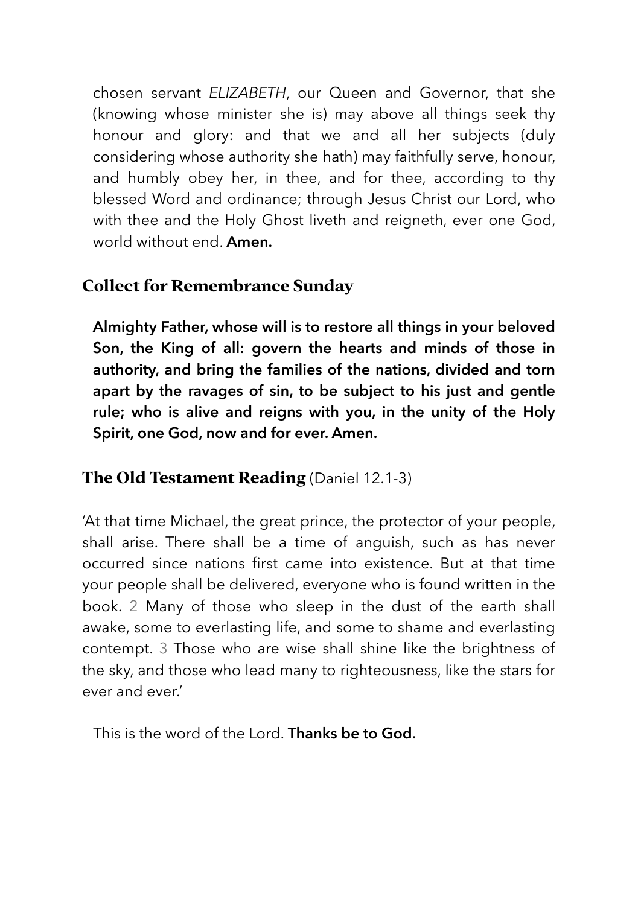chosen servant *ELIZABETH*, our Queen and Governor, that she (knowing whose minister she is) may above all things seek thy honour and glory: and that we and all her subjects (duly considering whose authority she hath) may faithfully serve, honour, and humbly obey her, in thee, and for thee, according to thy blessed Word and ordinance; through Jesus Christ our Lord, who with thee and the Holy Ghost liveth and reigneth, ever one God, world without end. **Amen.**

## Collect for Remembrance Sunday

**Almighty Father, whose will is to restore all things in your beloved Son, the King of all: govern the hearts and minds of those in authority, and bring the families of the nations, divided and torn apart by the ravages of sin, to be subject to his just and gentle rule; who is alive and reigns with you, in the unity of the Holy Spirit, one God, now and for ever. Amen.**

## The Old Testament Reading (Daniel 12.1-3)

'At that time Michael, the great prince, the protector of your people, shall arise. There shall be a time of anguish, such as has never occurred since nations first came into existence. But at that time your people shall be delivered, everyone who is found written in the book. 2 Many of those who sleep in the dust of the earth shall awake, some to everlasting life, and some to shame and everlasting contempt. 3 Those who are wise shall shine like the brightness of the sky, and those who lead many to righteousness, like the stars for ever and ever.'

This is the word of the Lord. **Thanks be to God.**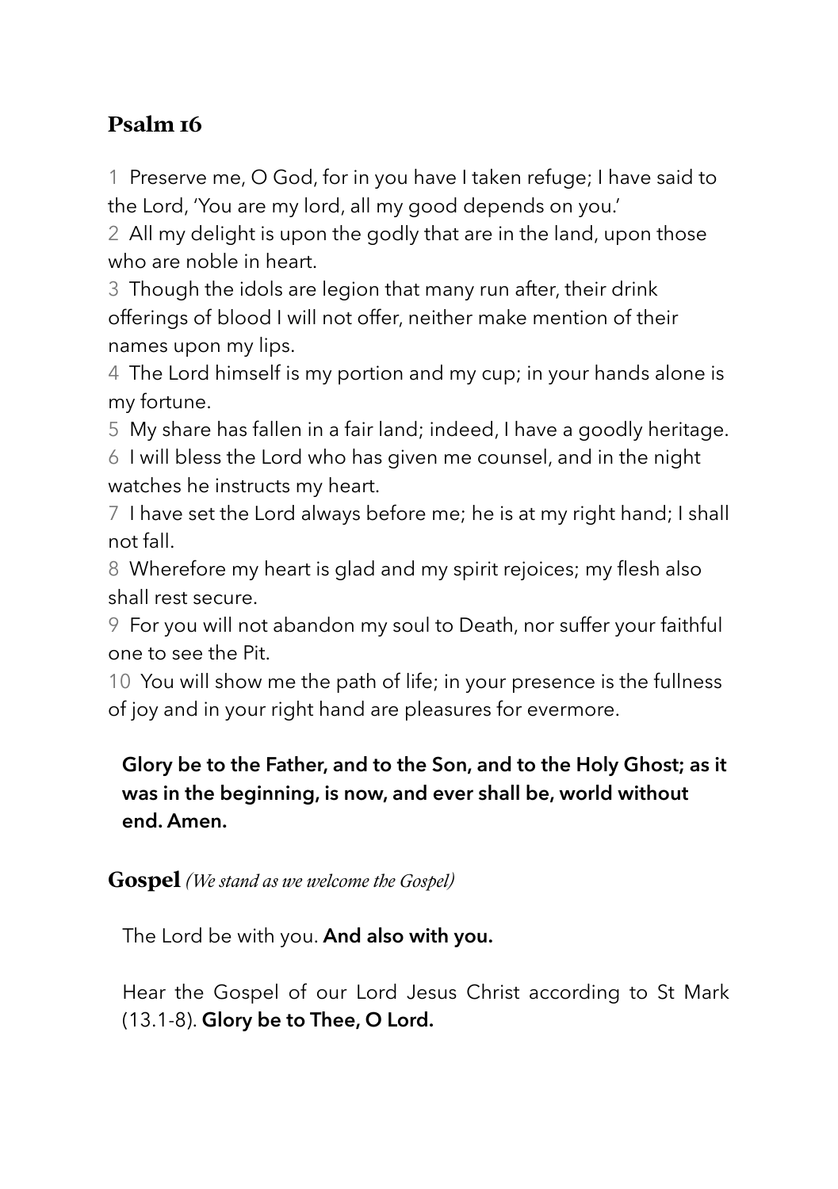## Psalm 16

1 Preserve me, O God, for in you have I taken refuge; I have said to the Lord, 'You are my lord, all my good depends on you.'
2 All my delight is upon the godly that are in the land, upon those who are noble in heart.
3 Though the idols are legion that many run after, their drink offerings of blood I will not offer, neither make mention of their names upon my lips.
4 The Lord himself is my portion and my cup; in your hands alone is my fortune.
5 My share has fallen in a fair land; indeed, I have a goodly heritage.
6 I will bless the Lord who has given me counsel, and in the night watches he instructs my heart.
7 I have set the Lord always before me; he is at my right hand; I shall not fall.
8 Wherefore my heart is glad and my spirit rejoices; my flesh also shall rest secure.
9 For you will not abandon my soul to Death, nor suffer your faithful one to see the Pit.
10 You will show me the path of life; in your presence is the fullness of joy and in your right hand are pleasures for evermore.

**Glory be to the Father, and to the Son, and to the Holy Ghost; as it was in the beginning, is now, and ever shall be, world without end. Amen.**

## Gospel *(We stand as we welcome the Gospel)*

The Lord be with you. **And also with you.**

Hear the Gospel of our Lord Jesus Christ according to St Mark (13.1-8). **Glory be to Thee, O Lord.**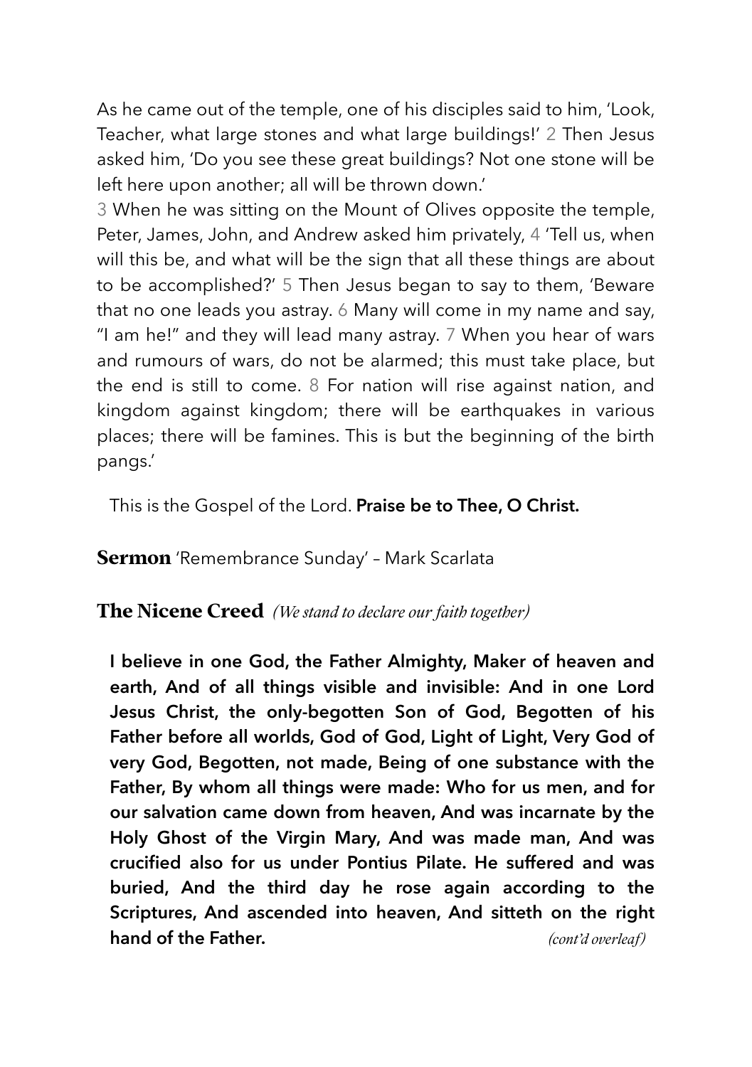As he came out of the temple, one of his disciples said to him, 'Look, Teacher, what large stones and what large buildings!' 2 Then Jesus asked him, 'Do you see these great buildings? Not one stone will be left here upon another; all will be thrown down.'

3 When he was sitting on the Mount of Olives opposite the temple, Peter, James, John, and Andrew asked him privately, 4 'Tell us, when will this be, and what will be the sign that all these things are about to be accomplished?' 5 Then Jesus began to say to them, 'Beware that no one leads you astray. 6 Many will come in my name and say, "I am he!" and they will lead many astray. 7 When you hear of wars and rumours of wars, do not be alarmed; this must take place, but the end is still to come. 8 For nation will rise against nation, and kingdom against kingdom; there will be earthquakes in various places; there will be famines. This is but the beginning of the birth pangs.'

This is the Gospel of the Lord. **Praise be to Thee, O Christ.**

**Sermon** 'Remembrance Sunday' – Mark Scarlata

**The Nicene Creed** *(We stand to declare our faith together)*

**I believe in one God, the Father Almighty, Maker of heaven and earth, And of all things visible and invisible: And in one Lord Jesus Christ, the only-begotten Son of God, Begotten of his Father before all worlds, God of God, Light of Light, Very God of very God, Begotten, not made, Being of one substance with the Father, By whom all things were made: Who for us men, and for our salvation came down from heaven, And was incarnate by the Holy Ghost of the Virgin Mary, And was made man, And was crucified also for us under Pontius Pilate. He suffered and was buried, And the third day he rose again according to the Scriptures, And ascended into heaven, And sitteth on the right hand of the Father.** *(cont'd overleaf)*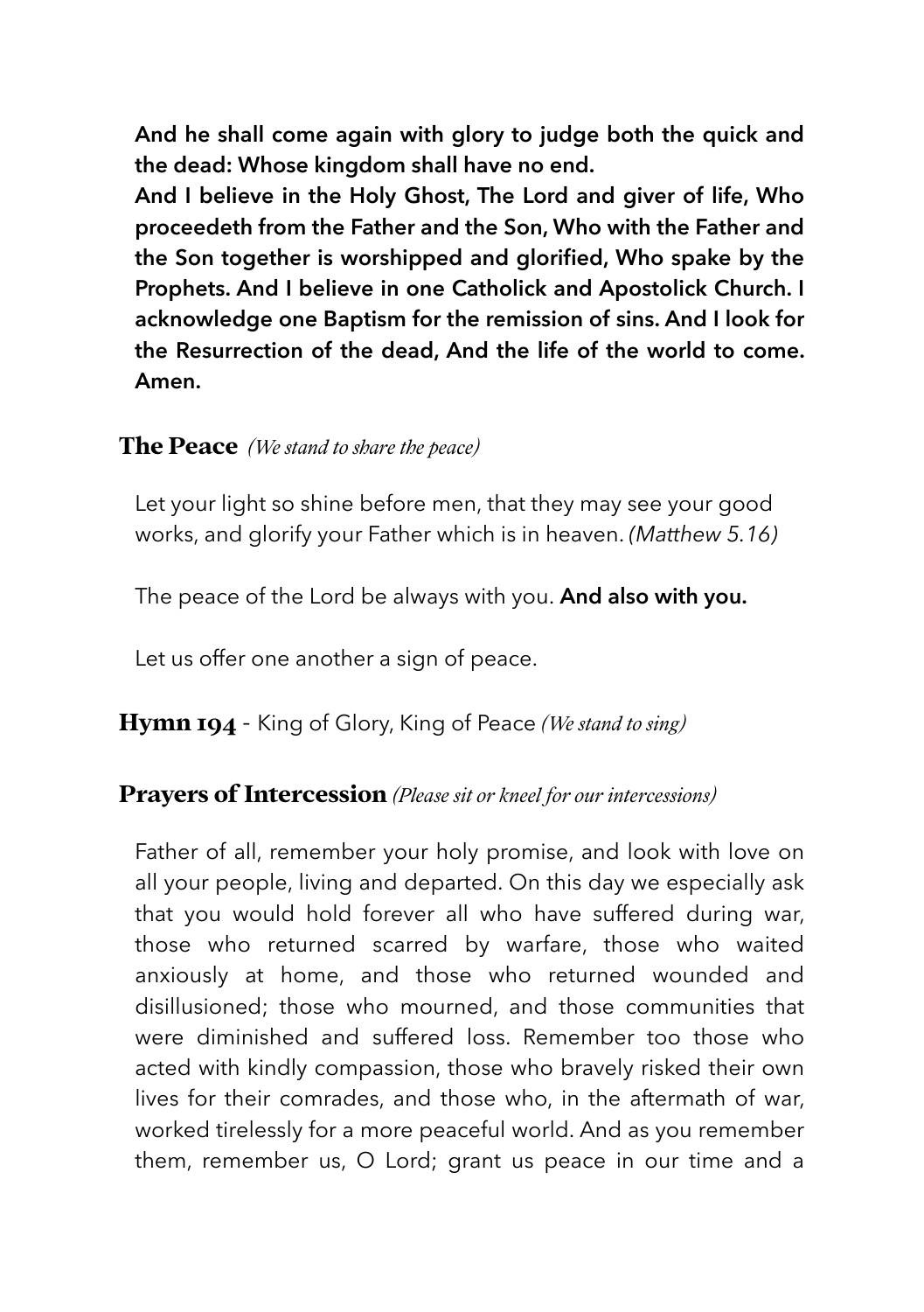**And he shall come again with glory to judge both the quick and the dead: Whose kingdom shall have no end.**
**And I believe in the Holy Ghost, The Lord and giver of life, Who proceedeth from the Father and the Son, Who with the Father and the Son together is worshipped and glorified, Who spake by the Prophets. And I believe in one Catholick and Apostolick Church. I acknowledge one Baptism for the remission of sins. And I look for the Resurrection of the dead, And the life of the world to come. Amen.**

## The Peace *(We stand to share the peace)*

Let your light so shine before men, that they may see your good works, and glorify your Father which is in heaven. *(Matthew 5.16)*

The peace of the Lord be always with you. **And also with you.**

Let us offer one another a sign of peace.

## Hymn 194 - King of Glory, King of Peace *(We stand to sing)*

## Prayers of Intercession *(Please sit or kneel for our intercessions)*

Father of all, remember your holy promise, and look with love on all your people, living and departed. On this day we especially ask that you would hold forever all who have suffered during war, those who returned scarred by warfare, those who waited anxiously at home, and those who returned wounded and disillusioned; those who mourned, and those communities that were diminished and suffered loss. Remember too those who acted with kindly compassion, those who bravely risked their own lives for their comrades, and those who, in the aftermath of war, worked tirelessly for a more peaceful world. And as you remember them, remember us, O Lord; grant us peace in our time and a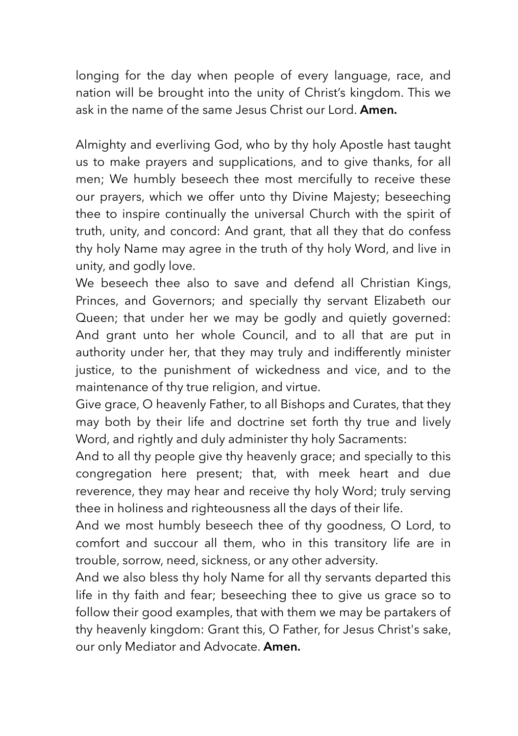longing for the day when people of every language, race, and nation will be brought into the unity of Christ's kingdom. This we ask in the name of the same Jesus Christ our Lord. **Amen.**

Almighty and everliving God, who by thy holy Apostle hast taught us to make prayers and supplications, and to give thanks, for all men; We humbly beseech thee most mercifully to receive these our prayers, which we offer unto thy Divine Majesty; beseeching thee to inspire continually the universal Church with the spirit of truth, unity, and concord: And grant, that all they that do confess thy holy Name may agree in the truth of thy holy Word, and live in unity, and godly love.

We beseech thee also to save and defend all Christian Kings, Princes, and Governors; and specially thy servant Elizabeth our Queen; that under her we may be godly and quietly governed: And grant unto her whole Council, and to all that are put in authority under her, that they may truly and indifferently minister justice, to the punishment of wickedness and vice, and to the maintenance of thy true religion, and virtue.

Give grace, O heavenly Father, to all Bishops and Curates, that they may both by their life and doctrine set forth thy true and lively Word, and rightly and duly administer thy holy Sacraments:

And to all thy people give thy heavenly grace; and specially to this congregation here present; that, with meek heart and due reverence, they may hear and receive thy holy Word; truly serving thee in holiness and righteousness all the days of their life.

And we most humbly beseech thee of thy goodness, O Lord, to comfort and succour all them, who in this transitory life are in trouble, sorrow, need, sickness, or any other adversity.

And we also bless thy holy Name for all thy servants departed this life in thy faith and fear; beseeching thee to give us grace so to follow their good examples, that with them we may be partakers of thy heavenly kingdom: Grant this, O Father, for Jesus Christ's sake, our only Mediator and Advocate. **Amen.**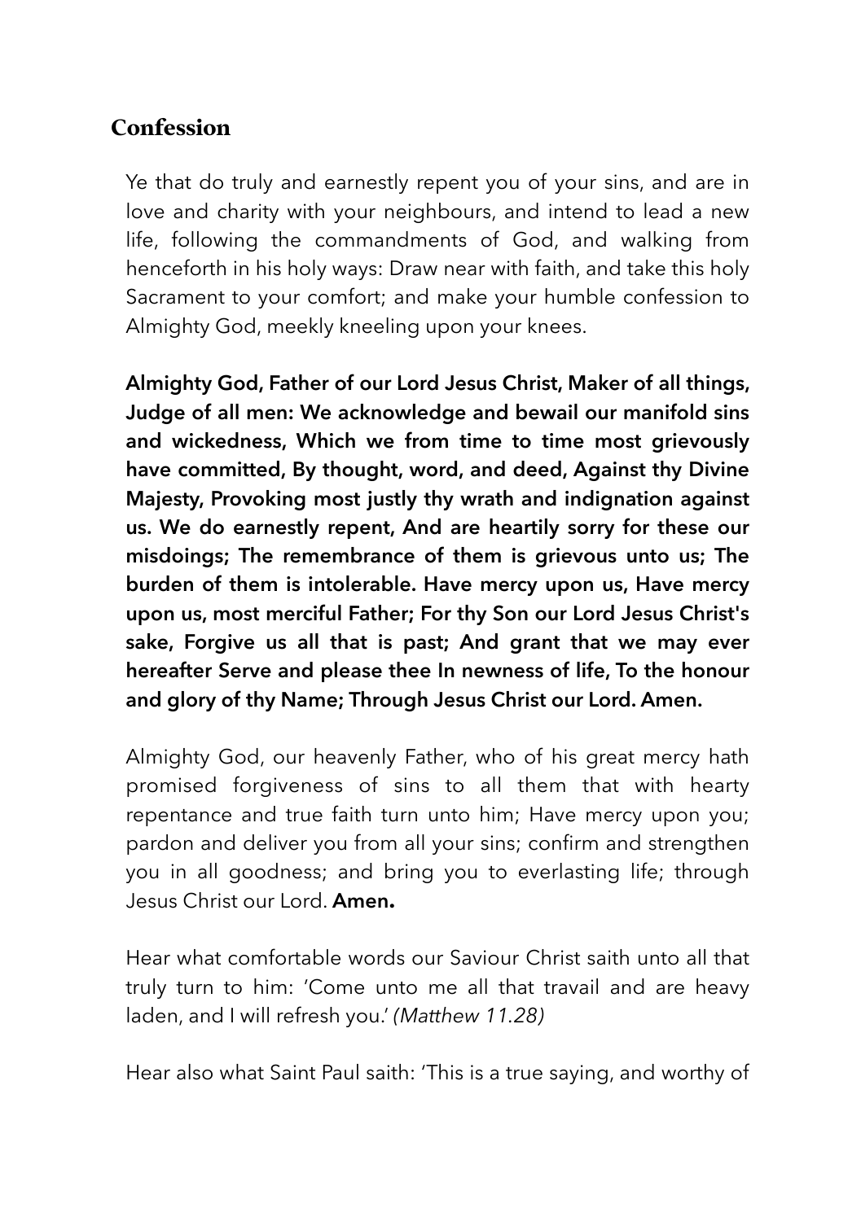## Confession

Ye that do truly and earnestly repent you of your sins, and are in love and charity with your neighbours, and intend to lead a new life, following the commandments of God, and walking from henceforth in his holy ways: Draw near with faith, and take this holy Sacrament to your comfort; and make your humble confession to Almighty God, meekly kneeling upon your knees.

**Almighty God, Father of our Lord Jesus Christ, Maker of all things, Judge of all men: We acknowledge and bewail our manifold sins and wickedness, Which we from time to time most grievously have committed, By thought, word, and deed, Against thy Divine Majesty, Provoking most justly thy wrath and indignation against us. We do earnestly repent, And are heartily sorry for these our misdoings; The remembrance of them is grievous unto us; The burden of them is intolerable. Have mercy upon us, Have mercy upon us, most merciful Father; For thy Son our Lord Jesus Christ's sake, Forgive us all that is past; And grant that we may ever hereafter Serve and please thee In newness of life, To the honour and glory of thy Name; Through Jesus Christ our Lord. Amen.**

Almighty God, our heavenly Father, who of his great mercy hath promised forgiveness of sins to all them that with hearty repentance and true faith turn unto him; Have mercy upon you; pardon and deliver you from all your sins; confirm and strengthen you in all goodness; and bring you to everlasting life; through Jesus Christ our Lord. **Amen.**

Hear what comfortable words our Saviour Christ saith unto all that truly turn to him: 'Come unto me all that travail and are heavy laden, and I will refresh you.' *(Matthew 11.28)*

Hear also what Saint Paul saith: 'This is a true saying, and worthy of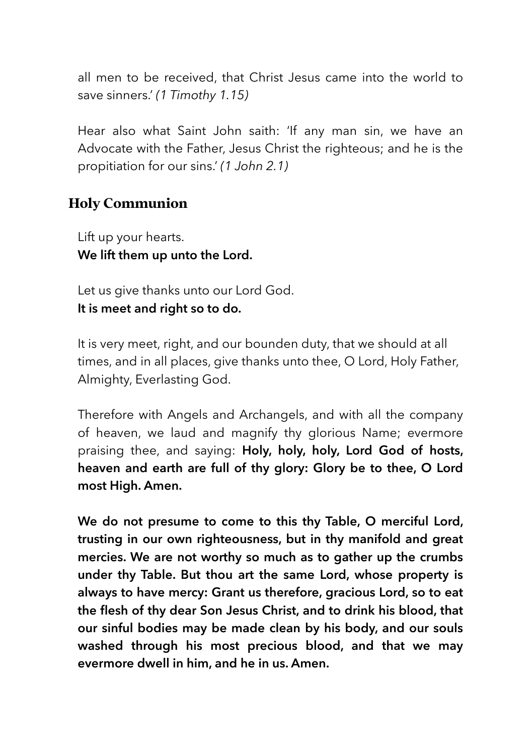all men to be received, that Christ Jesus came into the world to save sinners.' *(1 Timothy 1.15)*

Hear also what Saint John saith: 'If any man sin, we have an Advocate with the Father, Jesus Christ the righteous; and he is the propitiation for our sins.' *(1 John 2.1)*

## Holy Communion

Lift up your hearts.
**We lift them up unto the Lord.**

Let us give thanks unto our Lord God.
**It is meet and right so to do.**

It is very meet, right, and our bounden duty, that we should at all times, and in all places, give thanks unto thee, O Lord, Holy Father, Almighty, Everlasting God.

Therefore with Angels and Archangels, and with all the company of heaven, we laud and magnify thy glorious Name; evermore praising thee, and saying: **Holy, holy, holy, Lord God of hosts, heaven and earth are full of thy glory: Glory be to thee, O Lord most High. Amen.**

**We do not presume to come to this thy Table, O merciful Lord, trusting in our own righteousness, but in thy manifold and great mercies. We are not worthy so much as to gather up the crumbs under thy Table. But thou art the same Lord, whose property is always to have mercy: Grant us therefore, gracious Lord, so to eat the flesh of thy dear Son Jesus Christ, and to drink his blood, that our sinful bodies may be made clean by his body, and our souls washed through his most precious blood, and that we may evermore dwell in him, and he in us. Amen.**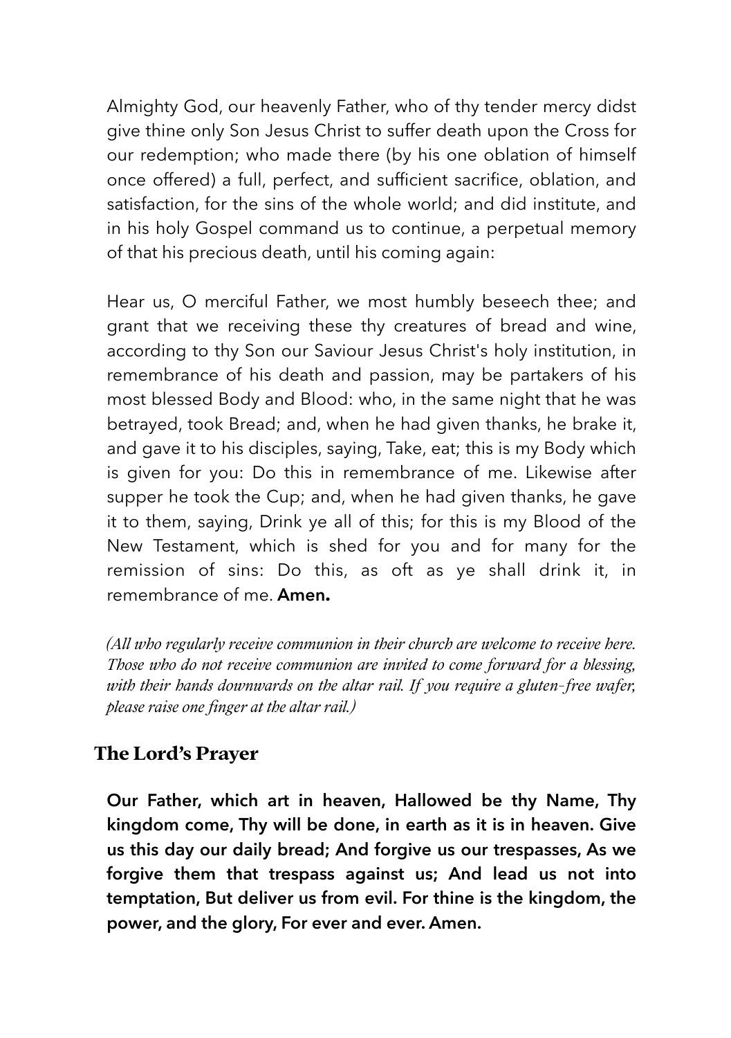Almighty God, our heavenly Father, who of thy tender mercy didst give thine only Son Jesus Christ to suffer death upon the Cross for our redemption; who made there (by his one oblation of himself once offered) a full, perfect, and sufficient sacrifice, oblation, and satisfaction, for the sins of the whole world; and did institute, and in his holy Gospel command us to continue, a perpetual memory of that his precious death, until his coming again:

Hear us, O merciful Father, we most humbly beseech thee; and grant that we receiving these thy creatures of bread and wine, according to thy Son our Saviour Jesus Christ's holy institution, in remembrance of his death and passion, may be partakers of his most blessed Body and Blood: who, in the same night that he was betrayed, took Bread; and, when he had given thanks, he brake it, and gave it to his disciples, saying, Take, eat; this is my Body which is given for you: Do this in remembrance of me. Likewise after supper he took the Cup; and, when he had given thanks, he gave it to them, saying, Drink ye all of this; for this is my Blood of the New Testament, which is shed for you and for many for the remission of sins: Do this, as oft as ye shall drink it, in remembrance of me. **Amen.**

*(All who regularly receive communion in their church are welcome to receive here. Those who do not receive communion are invited to come forward for a blessing, with their hands downwards on the altar rail. If you require a gluten-free wafer, please raise one finger at the altar rail.)*

## The Lord's Prayer

**Our Father, which art in heaven, Hallowed be thy Name, Thy kingdom come, Thy will be done, in earth as it is in heaven. Give us this day our daily bread; And forgive us our trespasses, As we forgive them that trespass against us; And lead us not into temptation, But deliver us from evil. For thine is the kingdom, the power, and the glory, For ever and ever. Amen.**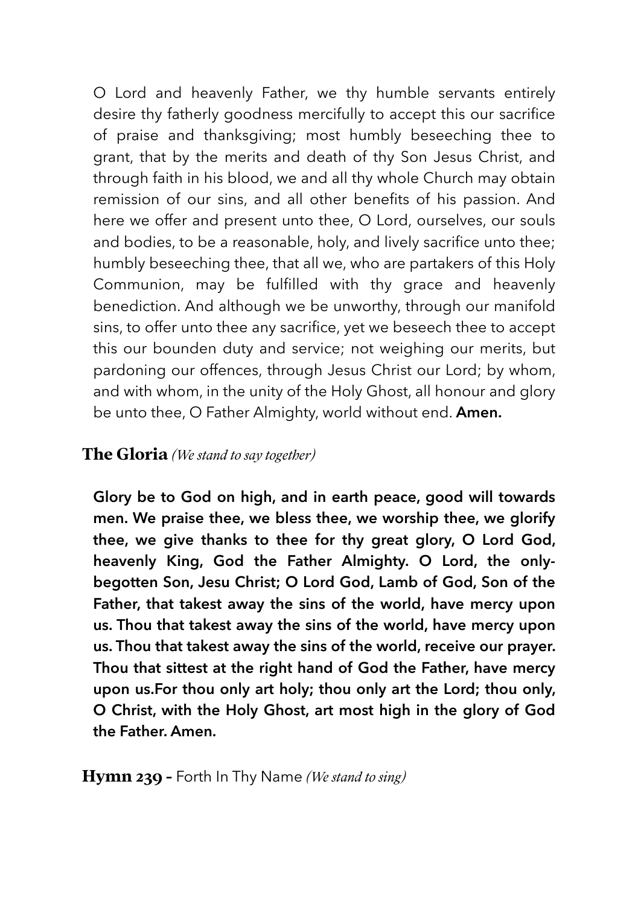O Lord and heavenly Father, we thy humble servants entirely desire thy fatherly goodness mercifully to accept this our sacrifice of praise and thanksgiving; most humbly beseeching thee to grant, that by the merits and death of thy Son Jesus Christ, and through faith in his blood, we and all thy whole Church may obtain remission of our sins, and all other benefits of his passion. And here we offer and present unto thee, O Lord, ourselves, our souls and bodies, to be a reasonable, holy, and lively sacrifice unto thee; humbly beseeching thee, that all we, who are partakers of this Holy Communion, may be fulfilled with thy grace and heavenly benediction. And although we be unworthy, through our manifold sins, to offer unto thee any sacrifice, yet we beseech thee to accept this our bounden duty and service; not weighing our merits, but pardoning our offences, through Jesus Christ our Lord; by whom, and with whom, in the unity of the Holy Ghost, all honour and glory be unto thee, O Father Almighty, world without end. **Amen.**

## The Gloria *(We stand to say together)*

**Glory be to God on high, and in earth peace, good will towards men. We praise thee, we bless thee, we worship thee, we glorify thee, we give thanks to thee for thy great glory, O Lord God, heavenly King, God the Father Almighty. O Lord, the only-begotten Son, Jesu Christ; O Lord God, Lamb of God, Son of the Father, that takest away the sins of the world, have mercy upon us. Thou that takest away the sins of the world, have mercy upon us. Thou that takest away the sins of the world, receive our prayer. Thou that sittest at the right hand of God the Father, have mercy upon us.For thou only art holy; thou only art the Lord; thou only, O Christ, with the Holy Ghost, art most high in the glory of God the Father. Amen.**

## Hymn 239 - Forth In Thy Name *(We stand to sing)*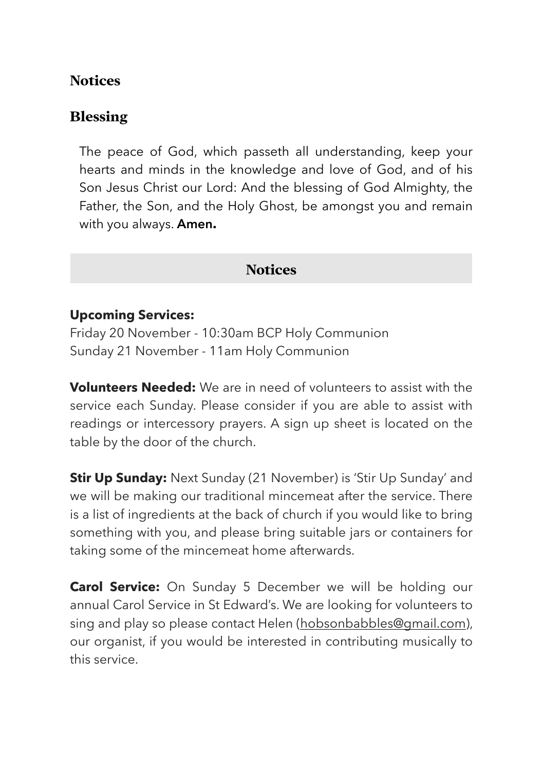## Notices

## Blessing

The peace of God, which passeth all understanding, keep your hearts and minds in the knowledge and love of God, and of his Son Jesus Christ our Lord: And the blessing of God Almighty, the Father, the Son, and the Holy Ghost, be amongst you and remain with you always. **Amen.**

## Notices

**Upcoming Services:**
Friday 20 November - 10:30am BCP Holy Communion
Sunday 21 November - 11am Holy Communion

**Volunteers Needed:** We are in need of volunteers to assist with the service each Sunday. Please consider if you are able to assist with readings or intercessory prayers. A sign up sheet is located on the table by the door of the church.

**Stir Up Sunday:** Next Sunday (21 November) is 'Stir Up Sunday' and we will be making our traditional mincemeat after the service. There is a list of ingredients at the back of church if you would like to bring something with you, and please bring suitable jars or containers for taking some of the mincemeat home afterwards.

**Carol Service:** On Sunday 5 December we will be holding our annual Carol Service in St Edward's. We are looking for volunteers to sing and play so please contact Helen (hobsonbabbles@gmail.com), our organist, if you would be interested in contributing musically to this service.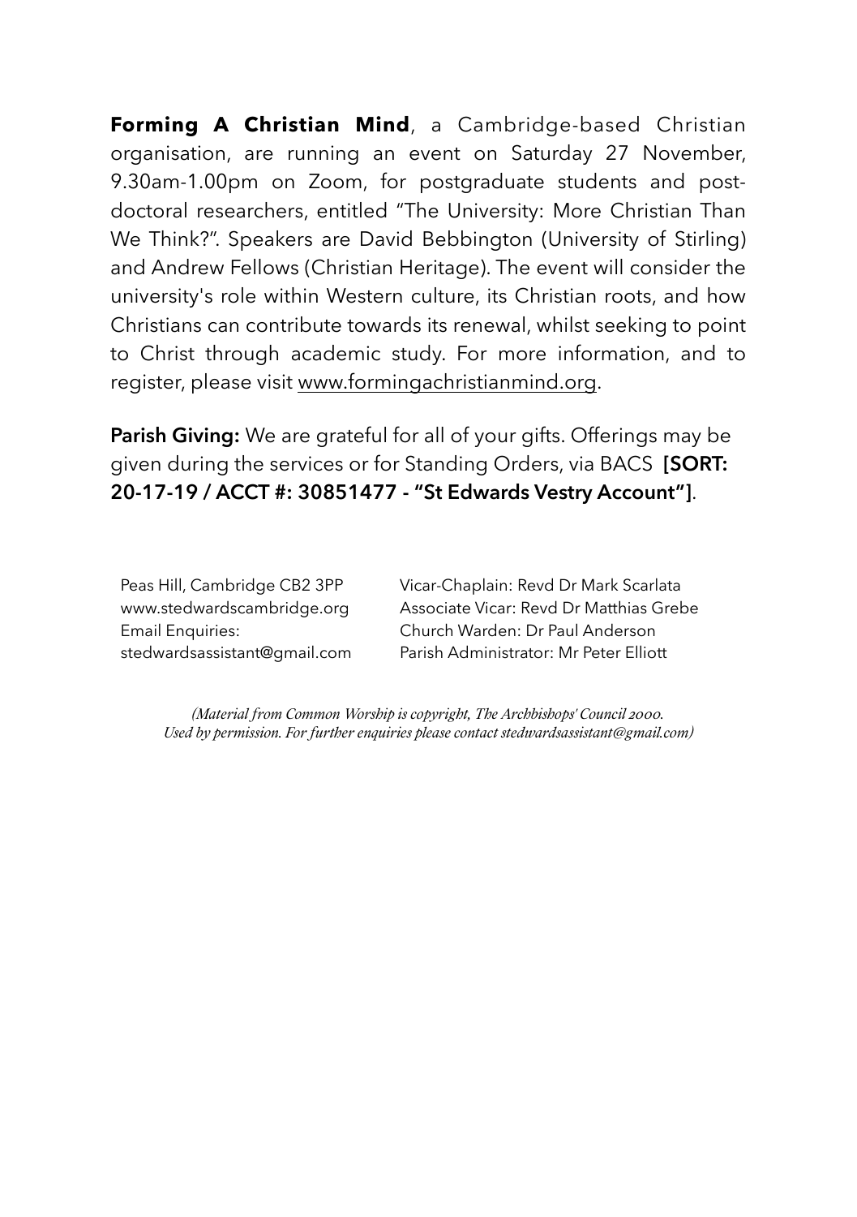**Forming A Christian Mind**, a Cambridge-based Christian organisation, are running an event on Saturday 27 November, 9.30am-1.00pm on Zoom, for postgraduate students and post-doctoral researchers, entitled "The University: More Christian Than We Think?". Speakers are David Bebbington (University of Stirling) and Andrew Fellows (Christian Heritage). The event will consider the university's role within Western culture, its Christian roots, and how Christians can contribute towards its renewal, whilst seeking to point to Christ through academic study. For more information, and to register, please visit www.formingachristianmind.org.

**Parish Giving:** We are grateful for all of your gifts. Offerings may be given during the services or for Standing Orders, via BACS **[SORT: 20-17-19 / ACCT #: 30851477 - "St Edwards Vestry Account"]**.

Peas Hill, Cambridge CB2 3PP
www.stedwardscambridge.org
Email Enquiries:
stedwardsassistant@gmail.com

Vicar-Chaplain: Revd Dr Mark Scarlata
Associate Vicar: Revd Dr Matthias Grebe
Church Warden: Dr Paul Anderson
Parish Administrator: Mr Peter Elliott

*(Material from Common Worship is copyright, The Archbishops' Council 2000. Used by permission. For further enquiries please contact stedwardsassistant@gmail.com)*